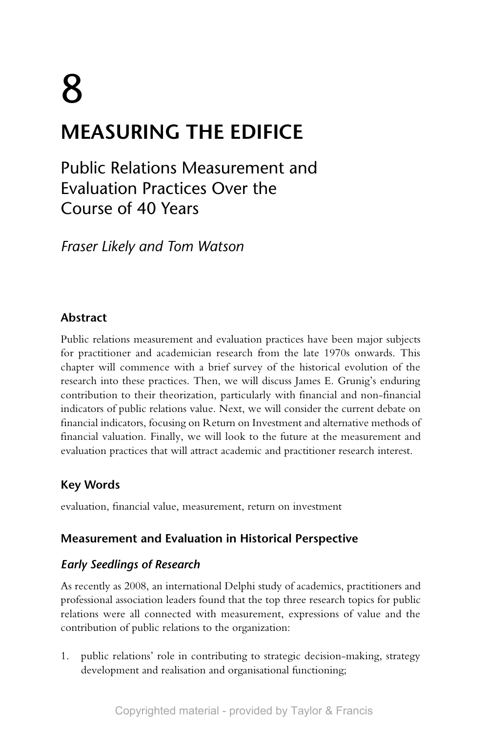# 8

# MEASURING THE EDIFICE

## Public Relations Measurement and Evaluation Practices Over the Course of 40 Years

*Fraser Likely and Tom Watson*

### Abstract

Public relations measurement and evaluation practices have been major subjects for practitioner and academician research from the late 1970s onwards. This chapter will commence with a brief survey of the historical evolution of the research into these practices. Then, we will discuss James E. Grunig's enduring contribution to their theorization, particularly with financial and non-financial indicators of public relations value. Next, we will consider the current debate on financial indicators, focusing on Return on Investment and alternative methods of financial valuation. Finally, we will look to the future at the measurement and evaluation practices that will attract academic and practitioner research interest.

### Key Words

evaluation, financial value, measurement, return on investment

### Measurement and Evaluation in Historical Perspective

#### *Early Seedlings of Research*

As recently as 2008, an international Delphi study of academics, practitioners and professional association leaders found that the top three research topics for public relations were all connected with measurement, expressions of value and the contribution of public relations to the organization:

1. public relations' role in contributing to strategic decision-making, strategy development and realisation and organisational functioning;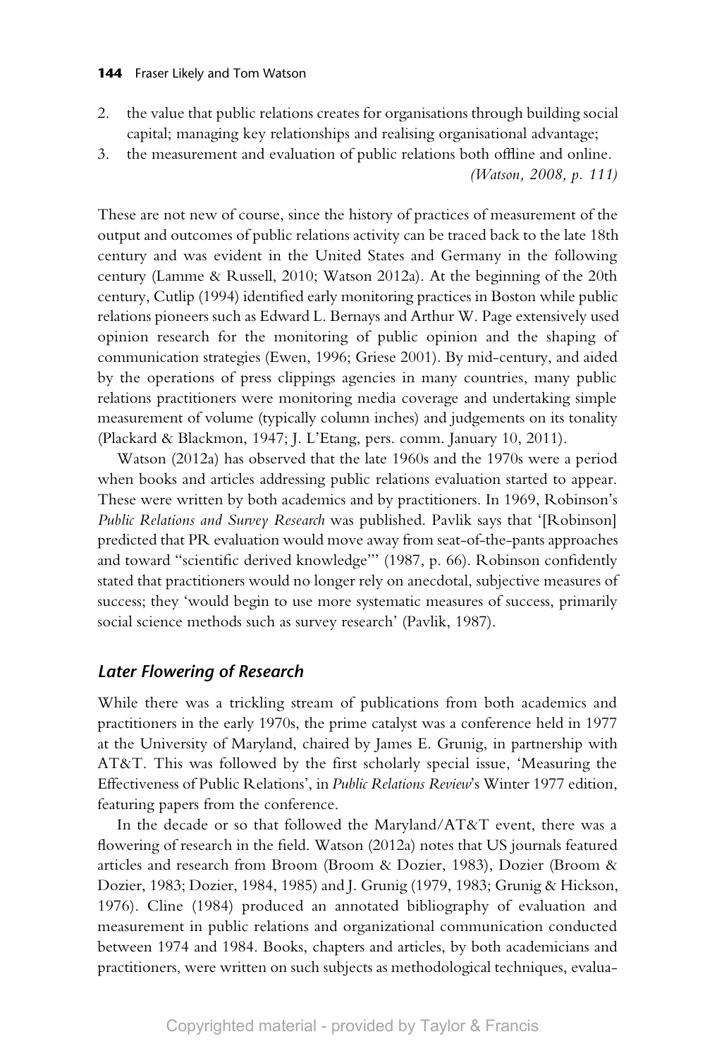2. the value that public relations creates for organisations through building social capital; managing key relationships and realising organisational advantage;
3. the measurement and evaluation of public relations both offline and online.

*(Watson, 2008, p. 111)*

These are not new of course, since the history of practices of measurement of the output and outcomes of public relations activity can be traced back to the late 18th century and was evident in the United States and Germany in the following century (Lamme & Russell, 2010; Watson 2012a). At the beginning of the 20th century, Cutlip (1994) identified early monitoring practices in Boston while public relations pioneers such as Edward L. Bernays and Arthur W. Page extensively used opinion research for the monitoring of public opinion and the shaping of communication strategies (Ewen, 1996; Griese 2001). By mid-century, and aided by the operations of press clippings agencies in many countries, many public relations practitioners were monitoring media coverage and undertaking simple measurement of volume (typically column inches) and judgements on its tonality (Plackard & Blackmon, 1947; J. L'Etang, pers. comm. January 10, 2011).

Watson (2012a) has observed that the late 1960s and the 1970s were a period when books and articles addressing public relations evaluation started to appear. These were written by both academics and by practitioners. In 1969, Robinson's *Public Relations and Survey Research* was published. Pavlik says that '[Robinson] predicted that PR evaluation would move away from seat-of-the-pants approaches and toward "scientific derived knowledge"' (1987, p. 66). Robinson confidently stated that practitioners would no longer rely on anecdotal, subjective measures of success; they 'would begin to use more systematic measures of success, primarily social science methods such as survey research' (Pavlik, 1987).

## Later Flowering of Research

While there was a trickling stream of publications from both academics and practitioners in the early 1970s, the prime catalyst was a conference held in 1977 at the University of Maryland, chaired by James E. Grunig, in partnership with AT&T. This was followed by the first scholarly special issue, 'Measuring the Effectiveness of Public Relations', in *Public Relations Review*'s Winter 1977 edition, featuring papers from the conference.

In the decade or so that followed the Maryland/AT&T event, there was a flowering of research in the field. Watson (2012a) notes that US journals featured articles and research from Broom (Broom & Dozier, 1983), Dozier (Broom & Dozier, 1983; Dozier, 1984, 1985) and J. Grunig (1979, 1983; Grunig & Hickson, 1976). Cline (1984) produced an annotated bibliography of evaluation and measurement in public relations and organizational communication conducted between 1974 and 1984. Books, chapters and articles, by both academicians and practitioners, were written on such subjects as methodological techniques, evalua-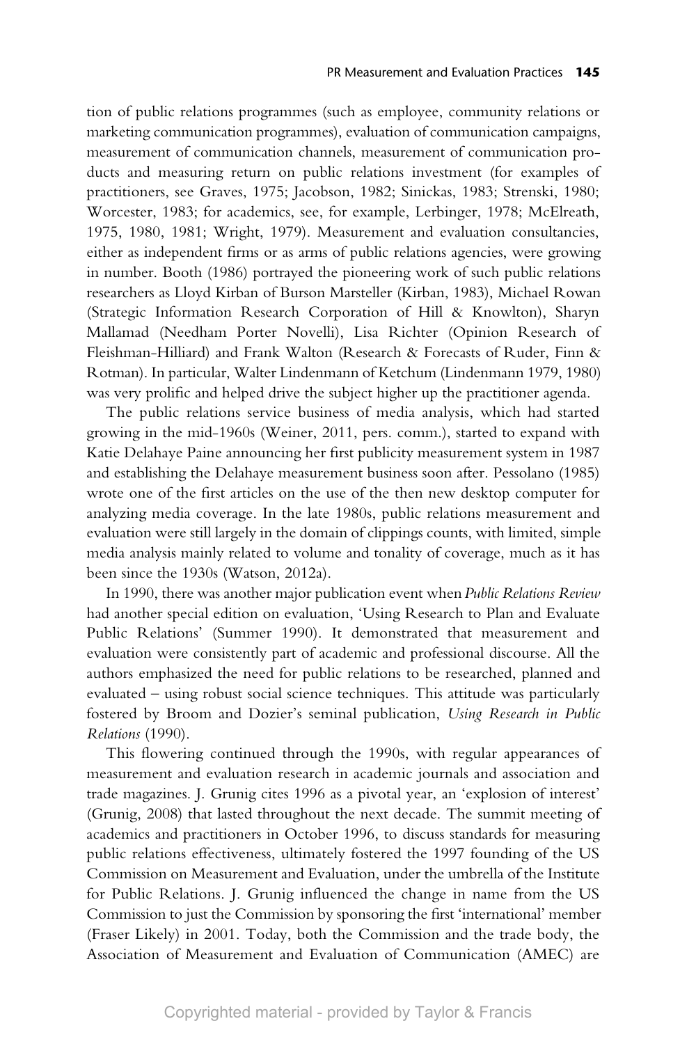tion of public relations programmes (such as employee, community relations or marketing communication programmes), evaluation of communication campaigns, measurement of communication channels, measurement of communication products and measuring return on public relations investment (for examples of practitioners, see Graves, 1975; Jacobson, 1982; Sinickas, 1983; Strenski, 1980; Worcester, 1983; for academics, see, for example, Lerbinger, 1978; McElreath, 1975, 1980, 1981; Wright, 1979). Measurement and evaluation consultancies, either as independent firms or as arms of public relations agencies, were growing in number. Booth (1986) portrayed the pioneering work of such public relations researchers as Lloyd Kirban of Burson Marsteller (Kirban, 1983), Michael Rowan (Strategic Information Research Corporation of Hill & Knowlton), Sharyn Mallamad (Needham Porter Novelli), Lisa Richter (Opinion Research of Fleishman-Hilliard) and Frank Walton (Research & Forecasts of Ruder, Finn & Rotman). In particular, Walter Lindenmann of Ketchum (Lindenmann 1979, 1980) was very prolific and helped drive the subject higher up the practitioner agenda.

The public relations service business of media analysis, which had started growing in the mid-1960s (Weiner, 2011, pers. comm.), started to expand with Katie Delahaye Paine announcing her first publicity measurement system in 1987 and establishing the Delahaye measurement business soon after. Pessolano (1985) wrote one of the first articles on the use of the then new desktop computer for analyzing media coverage. In the late 1980s, public relations measurement and evaluation were still largely in the domain of clippings counts, with limited, simple media analysis mainly related to volume and tonality of coverage, much as it has been since the 1930s (Watson, 2012a).

In 1990, there was another major publication event when *Public Relations Review* had another special edition on evaluation, 'Using Research to Plan and Evaluate Public Relations' (Summer 1990). It demonstrated that measurement and evaluation were consistently part of academic and professional discourse. All the authors emphasized the need for public relations to be researched, planned and evaluated – using robust social science techniques. This attitude was particularly fostered by Broom and Dozier's seminal publication, *Using Research in Public Relations* (1990).

This flowering continued through the 1990s, with regular appearances of measurement and evaluation research in academic journals and association and trade magazines. J. Grunig cites 1996 as a pivotal year, an 'explosion of interest' (Grunig, 2008) that lasted throughout the next decade. The summit meeting of academics and practitioners in October 1996, to discuss standards for measuring public relations effectiveness, ultimately fostered the 1997 founding of the US Commission on Measurement and Evaluation, under the umbrella of the Institute for Public Relations. J. Grunig influenced the change in name from the US Commission to just the Commission by sponsoring the first 'international' member (Fraser Likely) in 2001. Today, both the Commission and the trade body, the Association of Measurement and Evaluation of Communication (AMEC) are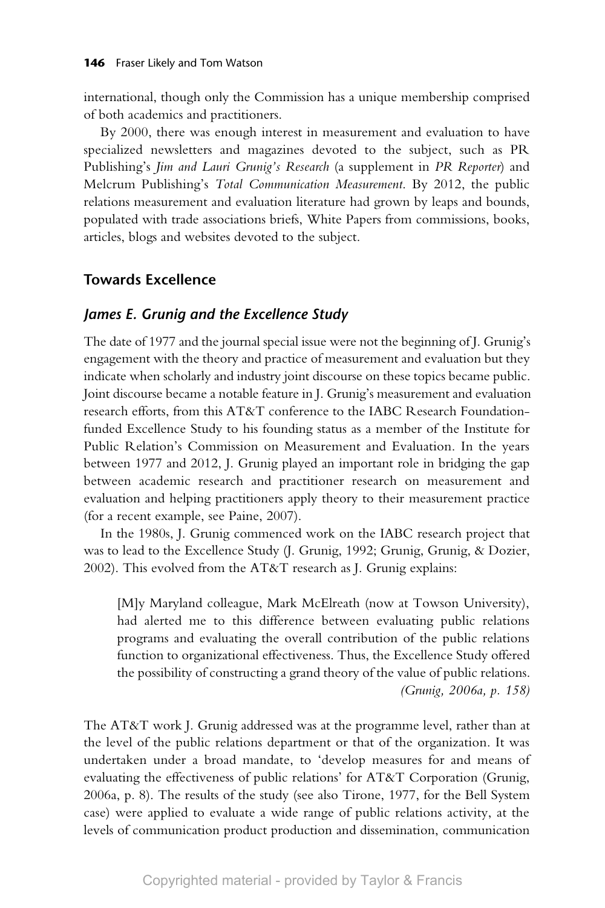international, though only the Commission has a unique membership comprised of both academics and practitioners.

By 2000, there was enough interest in measurement and evaluation to have specialized newsletters and magazines devoted to the subject, such as PR Publishing's *Jim and Lauri Grunig's Research* (a supplement in *PR Reporter*) and Melcrum Publishing's *Total Communication Measurement*. By 2012, the public relations measurement and evaluation literature had grown by leaps and bounds, populated with trade associations briefs, White Papers from commissions, books, articles, blogs and websites devoted to the subject.

## Towards Excellence

### *James E. Grunig and the Excellence Study*

The date of 1977 and the journal special issue were not the beginning of J. Grunig's engagement with the theory and practice of measurement and evaluation but they indicate when scholarly and industry joint discourse on these topics became public. Joint discourse became a notable feature in J. Grunig's measurement and evaluation research efforts, from this AT&T conference to the IABC Research Foundation-funded Excellence Study to his founding status as a member of the Institute for Public Relation's Commission on Measurement and Evaluation. In the years between 1977 and 2012, J. Grunig played an important role in bridging the gap between academic research and practitioner research on measurement and evaluation and helping practitioners apply theory to their measurement practice (for a recent example, see Paine, 2007).

In the 1980s, J. Grunig commenced work on the IABC research project that was to lead to the Excellence Study (J. Grunig, 1992; Grunig, Grunig, & Dozier, 2002). This evolved from the AT&T research as J. Grunig explains:

> [M]y Maryland colleague, Mark McElreath (now at Towson University), had alerted me to this difference between evaluating public relations programs and evaluating the overall contribution of the public relations function to organizational effectiveness. Thus, the Excellence Study offered the possibility of constructing a grand theory of the value of public relations.
> *(Grunig, 2006a, p. 158)*

The AT&T work J. Grunig addressed was at the programme level, rather than at the level of the public relations department or that of the organization. It was undertaken under a broad mandate, to 'develop measures for and means of evaluating the effectiveness of public relations' for AT&T Corporation (Grunig, 2006a, p. 8). The results of the study (see also Tirone, 1977, for the Bell System case) were applied to evaluate a wide range of public relations activity, at the levels of communication product production and dissemination, communication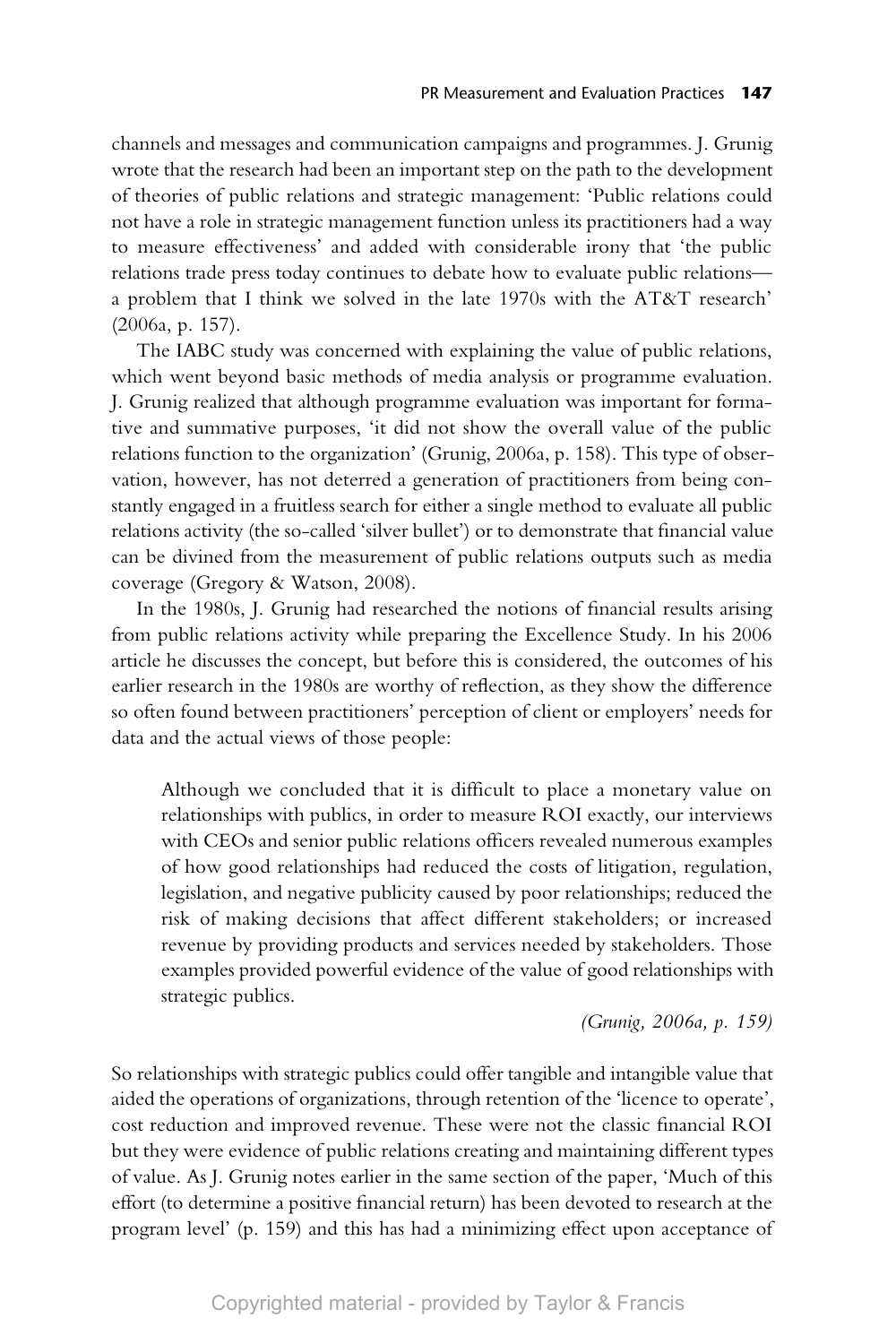channels and messages and communication campaigns and programmes. J. Grunig wrote that the research had been an important step on the path to the development of theories of public relations and strategic management: 'Public relations could not have a role in strategic management function unless its practitioners had a way to measure effectiveness' and added with considerable irony that 'the public relations trade press today continues to debate how to evaluate public relations—a problem that I think we solved in the late 1970s with the AT&T research' (2006a, p. 157).

The IABC study was concerned with explaining the value of public relations, which went beyond basic methods of media analysis or programme evaluation. J. Grunig realized that although programme evaluation was important for formative and summative purposes, 'it did not show the overall value of the public relations function to the organization' (Grunig, 2006a, p. 158). This type of observation, however, has not deterred a generation of practitioners from being constantly engaged in a fruitless search for either a single method to evaluate all public relations activity (the so-called 'silver bullet') or to demonstrate that financial value can be divined from the measurement of public relations outputs such as media coverage (Gregory & Watson, 2008).

In the 1980s, J. Grunig had researched the notions of financial results arising from public relations activity while preparing the Excellence Study. In his 2006 article he discusses the concept, but before this is considered, the outcomes of his earlier research in the 1980s are worthy of reflection, as they show the difference so often found between practitioners' perception of client or employers' needs for data and the actual views of those people:

> Although we concluded that it is difficult to place a monetary value on relationships with publics, in order to measure ROI exactly, our interviews with CEOs and senior public relations officers revealed numerous examples of how good relationships had reduced the costs of litigation, regulation, legislation, and negative publicity caused by poor relationships; reduced the risk of making decisions that affect different stakeholders; or increased revenue by providing products and services needed by stakeholders. Those examples provided powerful evidence of the value of good relationships with strategic publics.
>
> *(Grunig, 2006a, p. 159)*

So relationships with strategic publics could offer tangible and intangible value that aided the operations of organizations, through retention of the 'licence to operate', cost reduction and improved revenue. These were not the classic financial ROI but they were evidence of public relations creating and maintaining different types of value. As J. Grunig notes earlier in the same section of the paper, 'Much of this effort (to determine a positive financial return) has been devoted to research at the program level' (p. 159) and this has had a minimizing effect upon acceptance of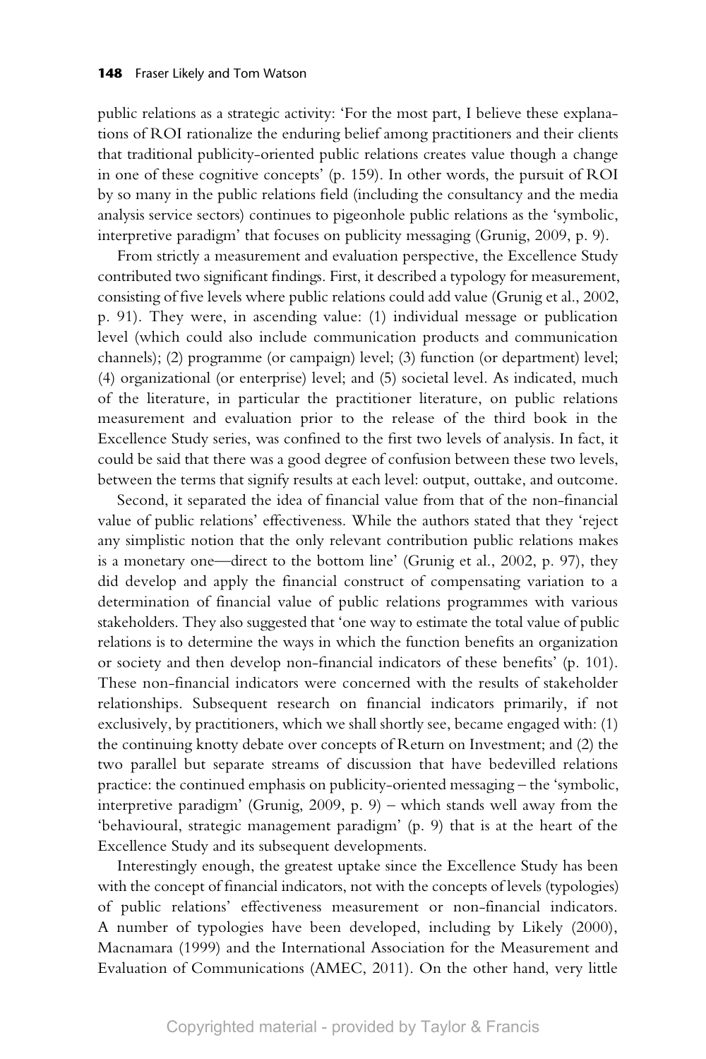public relations as a strategic activity: 'For the most part, I believe these explanations of ROI rationalize the enduring belief among practitioners and their clients that traditional publicity-oriented public relations creates value though a change in one of these cognitive concepts' (p. 159). In other words, the pursuit of ROI by so many in the public relations field (including the consultancy and the media analysis service sectors) continues to pigeonhole public relations as the 'symbolic, interpretive paradigm' that focuses on publicity messaging (Grunig, 2009, p. 9).

From strictly a measurement and evaluation perspective, the Excellence Study contributed two significant findings. First, it described a typology for measurement, consisting of five levels where public relations could add value (Grunig et al., 2002, p. 91). They were, in ascending value: (1) individual message or publication level (which could also include communication products and communication channels); (2) programme (or campaign) level; (3) function (or department) level; (4) organizational (or enterprise) level; and (5) societal level. As indicated, much of the literature, in particular the practitioner literature, on public relations measurement and evaluation prior to the release of the third book in the Excellence Study series, was confined to the first two levels of analysis. In fact, it could be said that there was a good degree of confusion between these two levels, between the terms that signify results at each level: output, outtake, and outcome.

Second, it separated the idea of financial value from that of the non-financial value of public relations' effectiveness. While the authors stated that they 'reject any simplistic notion that the only relevant contribution public relations makes is a monetary one—direct to the bottom line' (Grunig et al., 2002, p. 97), they did develop and apply the financial construct of compensating variation to a determination of financial value of public relations programmes with various stakeholders. They also suggested that 'one way to estimate the total value of public relations is to determine the ways in which the function benefits an organization or society and then develop non-financial indicators of these benefits' (p. 101). These non-financial indicators were concerned with the results of stakeholder relationships. Subsequent research on financial indicators primarily, if not exclusively, by practitioners, which we shall shortly see, became engaged with: (1) the continuing knotty debate over concepts of Return on Investment; and (2) the two parallel but separate streams of discussion that have bedevilled relations practice: the continued emphasis on publicity-oriented messaging – the 'symbolic, interpretive paradigm' (Grunig, 2009, p. 9) – which stands well away from the 'behavioural, strategic management paradigm' (p. 9) that is at the heart of the Excellence Study and its subsequent developments.

Interestingly enough, the greatest uptake since the Excellence Study has been with the concept of financial indicators, not with the concepts of levels (typologies) of public relations' effectiveness measurement or non-financial indicators. A number of typologies have been developed, including by Likely (2000), Macnamara (1999) and the International Association for the Measurement and Evaluation of Communications (AMEC, 2011). On the other hand, very little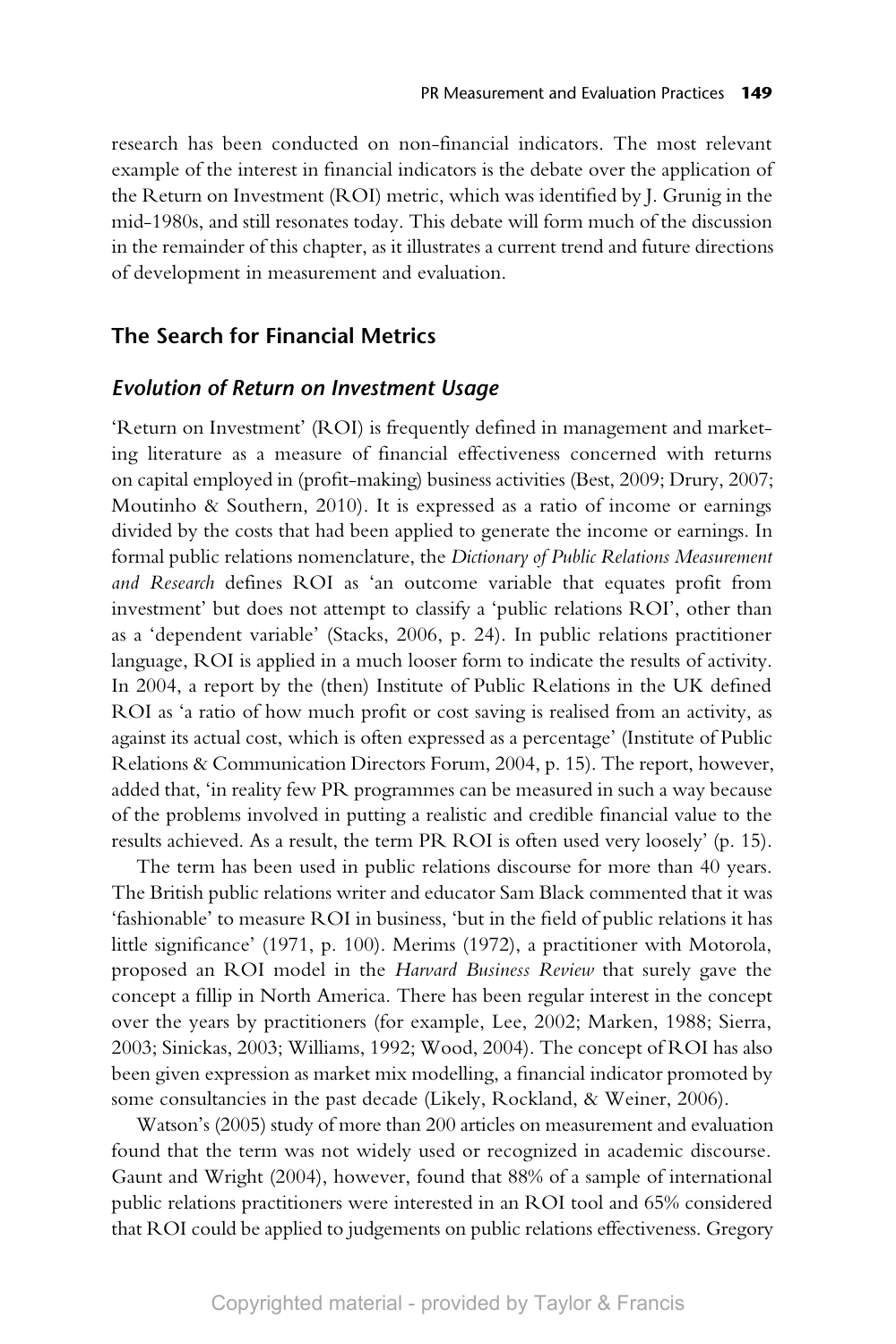research has been conducted on non-financial indicators. The most relevant example of the interest in financial indicators is the debate over the application of the Return on Investment (ROI) metric, which was identified by J. Grunig in the mid-1980s, and still resonates today. This debate will form much of the discussion in the remainder of this chapter, as it illustrates a current trend and future directions of development in measurement and evaluation.

## The Search for Financial Metrics

### *Evolution of Return on Investment Usage*

'Return on Investment' (ROI) is frequently defined in management and marketing literature as a measure of financial effectiveness concerned with returns on capital employed in (profit-making) business activities (Best, 2009; Drury, 2007; Moutinho & Southern, 2010). It is expressed as a ratio of income or earnings divided by the costs that had been applied to generate the income or earnings. In formal public relations nomenclature, the *Dictionary of Public Relations Measurement and Research* defines ROI as 'an outcome variable that equates profit from investment' but does not attempt to classify a 'public relations ROI', other than as a 'dependent variable' (Stacks, 2006, p. 24). In public relations practitioner language, ROI is applied in a much looser form to indicate the results of activity. In 2004, a report by the (then) Institute of Public Relations in the UK defined ROI as 'a ratio of how much profit or cost saving is realised from an activity, as against its actual cost, which is often expressed as a percentage' (Institute of Public Relations & Communication Directors Forum, 2004, p. 15). The report, however, added that, 'in reality few PR programmes can be measured in such a way because of the problems involved in putting a realistic and credible financial value to the results achieved. As a result, the term PR ROI is often used very loosely' (p. 15).

The term has been used in public relations discourse for more than 40 years. The British public relations writer and educator Sam Black commented that it was 'fashionable' to measure ROI in business, 'but in the field of public relations it has little significance' (1971, p. 100). Merims (1972), a practitioner with Motorola, proposed an ROI model in the *Harvard Business Review* that surely gave the concept a fillip in North America. There has been regular interest in the concept over the years by practitioners (for example, Lee, 2002; Marken, 1988; Sierra, 2003; Sinickas, 2003; Williams, 1992; Wood, 2004). The concept of ROI has also been given expression as market mix modelling, a financial indicator promoted by some consultancies in the past decade (Likely, Rockland, & Weiner, 2006).

Watson's (2005) study of more than 200 articles on measurement and evaluation found that the term was not widely used or recognized in academic discourse. Gaunt and Wright (2004), however, found that 88% of a sample of international public relations practitioners were interested in an ROI tool and 65% considered that ROI could be applied to judgements on public relations effectiveness. Gregory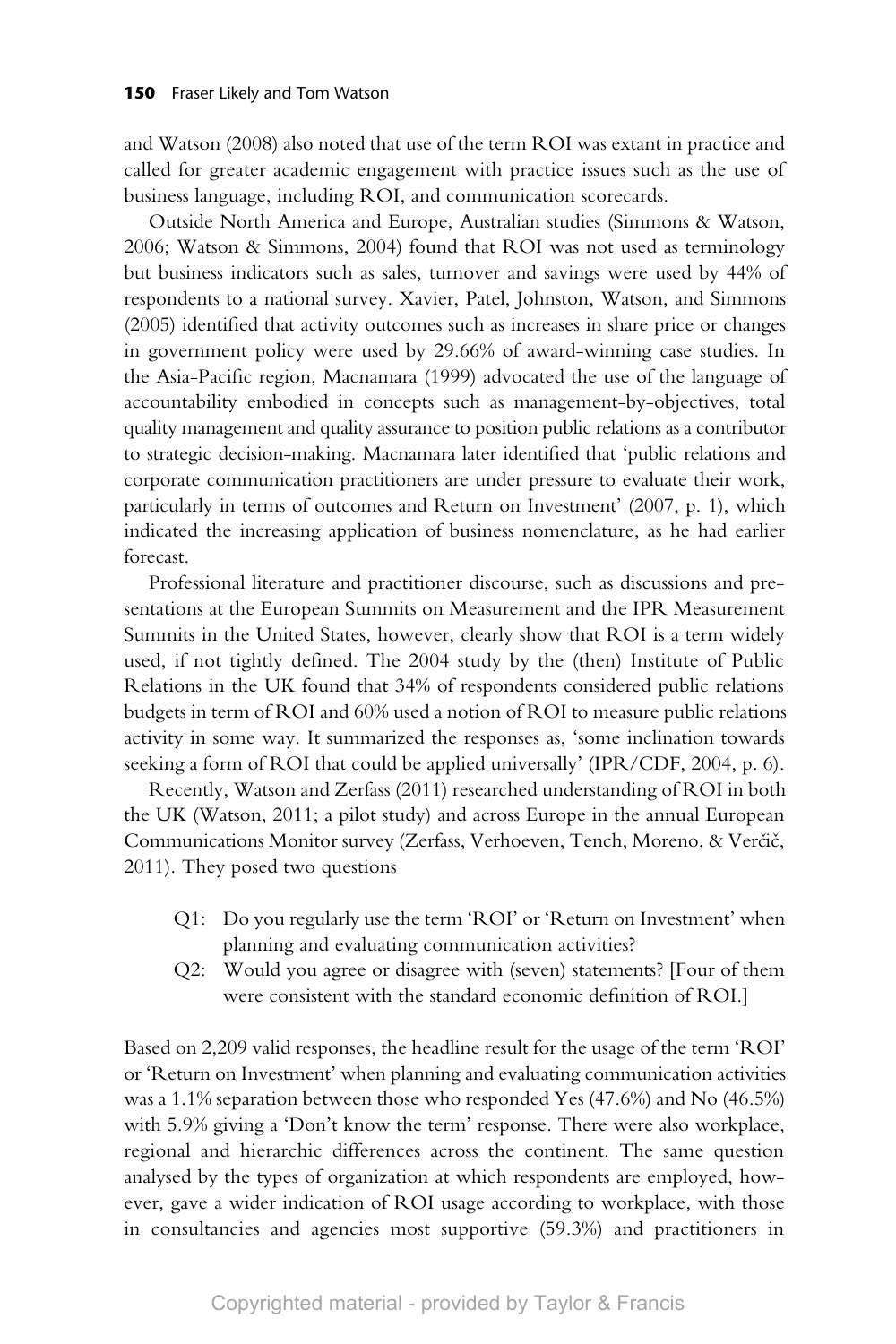and Watson (2008) also noted that use of the term ROI was extant in practice and called for greater academic engagement with practice issues such as the use of business language, including ROI, and communication scorecards.

Outside North America and Europe, Australian studies (Simmons & Watson, 2006; Watson & Simmons, 2004) found that ROI was not used as terminology but business indicators such as sales, turnover and savings were used by 44% of respondents to a national survey. Xavier, Patel, Johnston, Watson, and Simmons (2005) identified that activity outcomes such as increases in share price or changes in government policy were used by 29.66% of award-winning case studies. In the Asia-Pacific region, Macnamara (1999) advocated the use of the language of accountability embodied in concepts such as management-by-objectives, total quality management and quality assurance to position public relations as a contributor to strategic decision-making. Macnamara later identified that 'public relations and corporate communication practitioners are under pressure to evaluate their work, particularly in terms of outcomes and Return on Investment' (2007, p. 1), which indicated the increasing application of business nomenclature, as he had earlier forecast.

Professional literature and practitioner discourse, such as discussions and presentations at the European Summits on Measurement and the IPR Measurement Summits in the United States, however, clearly show that ROI is a term widely used, if not tightly defined. The 2004 study by the (then) Institute of Public Relations in the UK found that 34% of respondents considered public relations budgets in term of ROI and 60% used a notion of ROI to measure public relations activity in some way. It summarized the responses as, 'some inclination towards seeking a form of ROI that could be applied universally' (IPR/CDF, 2004, p. 6).

Recently, Watson and Zerfass (2011) researched understanding of ROI in both the UK (Watson, 2011; a pilot study) and across Europe in the annual European Communications Monitor survey (Zerfass, Verhoeven, Tench, Moreno, & Verčič, 2011). They posed two questions

> Q1: Do you regularly use the term 'ROI' or 'Return on Investment' when planning and evaluating communication activities?
>
> Q2: Would you agree or disagree with (seven) statements? [Four of them were consistent with the standard economic definition of ROI.]

Based on 2,209 valid responses, the headline result for the usage of the term 'ROI' or 'Return on Investment' when planning and evaluating communication activities was a 1.1% separation between those who responded Yes (47.6%) and No (46.5%) with 5.9% giving a 'Don't know the term' response. There were also workplace, regional and hierarchic differences across the continent. The same question analysed by the types of organization at which respondents are employed, however, gave a wider indication of ROI usage according to workplace, with those in consultancies and agencies most supportive (59.3%) and practitioners in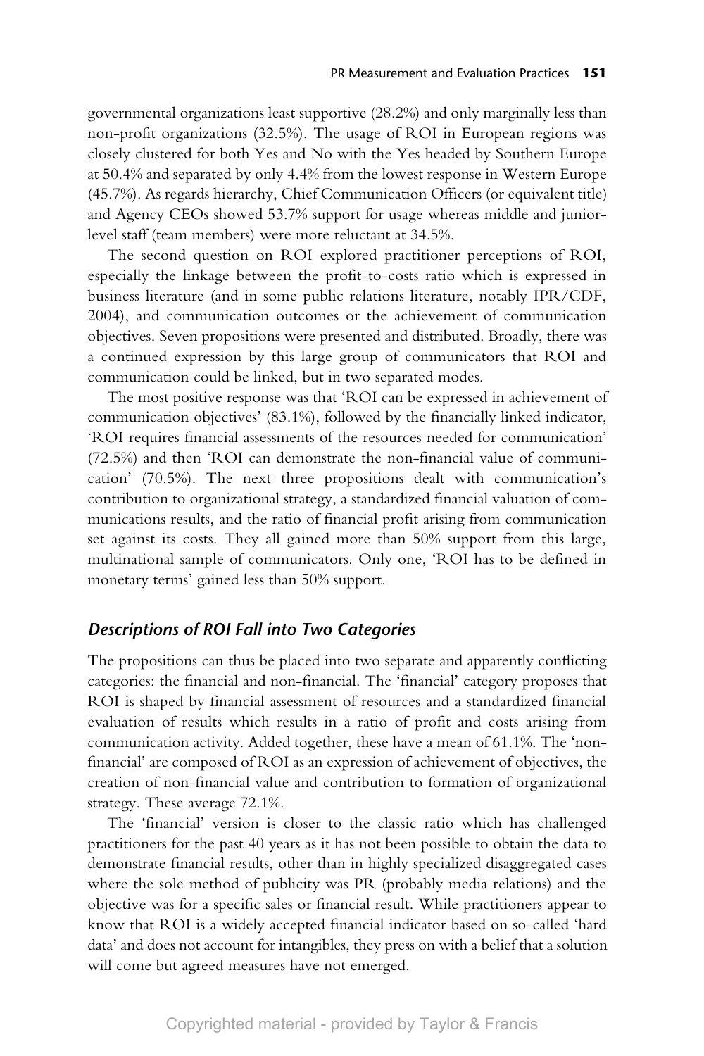governmental organizations least supportive (28.2%) and only marginally less than non-profit organizations (32.5%). The usage of ROI in European regions was closely clustered for both Yes and No with the Yes headed by Southern Europe at 50.4% and separated by only 4.4% from the lowest response in Western Europe (45.7%). As regards hierarchy, Chief Communication Officers (or equivalent title) and Agency CEOs showed 53.7% support for usage whereas middle and junior-level staff (team members) were more reluctant at 34.5%.

The second question on ROI explored practitioner perceptions of ROI, especially the linkage between the profit-to-costs ratio which is expressed in business literature (and in some public relations literature, notably IPR/CDF, 2004), and communication outcomes or the achievement of communication objectives. Seven propositions were presented and distributed. Broadly, there was a continued expression by this large group of communicators that ROI and communication could be linked, but in two separated modes.

The most positive response was that 'ROI can be expressed in achievement of communication objectives' (83.1%), followed by the financially linked indicator, 'ROI requires financial assessments of the resources needed for communication' (72.5%) and then 'ROI can demonstrate the non-financial value of communication' (70.5%). The next three propositions dealt with communication's contribution to organizational strategy, a standardized financial valuation of communications results, and the ratio of financial profit arising from communication set against its costs. They all gained more than 50% support from this large, multinational sample of communicators. Only one, 'ROI has to be defined in monetary terms' gained less than 50% support.

### *Descriptions of ROI Fall into Two Categories*

The propositions can thus be placed into two separate and apparently conflicting categories: the financial and non-financial. The 'financial' category proposes that ROI is shaped by financial assessment of resources and a standardized financial evaluation of results which results in a ratio of profit and costs arising from communication activity. Added together, these have a mean of 61.1%. The 'non-financial' are composed of ROI as an expression of achievement of objectives, the creation of non-financial value and contribution to formation of organizational strategy. These average 72.1%.

The 'financial' version is closer to the classic ratio which has challenged practitioners for the past 40 years as it has not been possible to obtain the data to demonstrate financial results, other than in highly specialized disaggregated cases where the sole method of publicity was PR (probably media relations) and the objective was for a specific sales or financial result. While practitioners appear to know that ROI is a widely accepted financial indicator based on so-called 'hard data' and does not account for intangibles, they press on with a belief that a solution will come but agreed measures have not emerged.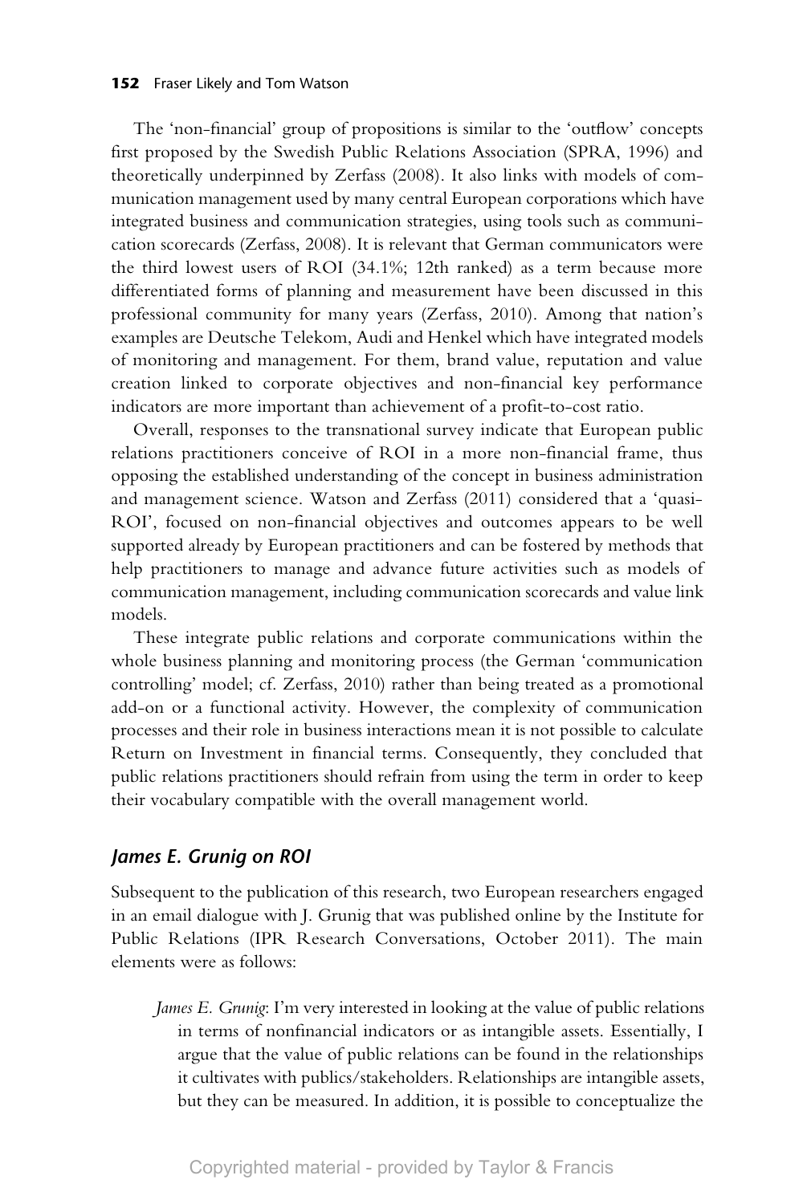The 'non-financial' group of propositions is similar to the 'outflow' concepts first proposed by the Swedish Public Relations Association (SPRA, 1996) and theoretically underpinned by Zerfass (2008). It also links with models of communication management used by many central European corporations which have integrated business and communication strategies, using tools such as communication scorecards (Zerfass, 2008). It is relevant that German communicators were the third lowest users of ROI (34.1%; 12th ranked) as a term because more differentiated forms of planning and measurement have been discussed in this professional community for many years (Zerfass, 2010). Among that nation's examples are Deutsche Telekom, Audi and Henkel which have integrated models of monitoring and management. For them, brand value, reputation and value creation linked to corporate objectives and non-financial key performance indicators are more important than achievement of a profit-to-cost ratio.

Overall, responses to the transnational survey indicate that European public relations practitioners conceive of ROI in a more non-financial frame, thus opposing the established understanding of the concept in business administration and management science. Watson and Zerfass (2011) considered that a 'quasi-ROI', focused on non-financial objectives and outcomes appears to be well supported already by European practitioners and can be fostered by methods that help practitioners to manage and advance future activities such as models of communication management, including communication scorecards and value link models.

These integrate public relations and corporate communications within the whole business planning and monitoring process (the German 'communication controlling' model; cf. Zerfass, 2010) rather than being treated as a promotional add-on or a functional activity. However, the complexity of communication processes and their role in business interactions mean it is not possible to calculate Return on Investment in financial terms. Consequently, they concluded that public relations practitioners should refrain from using the term in order to keep their vocabulary compatible with the overall management world.

### *James E. Grunig on ROI*

Subsequent to the publication of this research, two European researchers engaged in an email dialogue with J. Grunig that was published online by the Institute for Public Relations (IPR Research Conversations, October 2011). The main elements were as follows:

> *James E. Grunig*: I'm very interested in looking at the value of public relations in terms of nonfinancial indicators or as intangible assets. Essentially, I argue that the value of public relations can be found in the relationships it cultivates with publics/stakeholders. Relationships are intangible assets, but they can be measured. In addition, it is possible to conceptualize the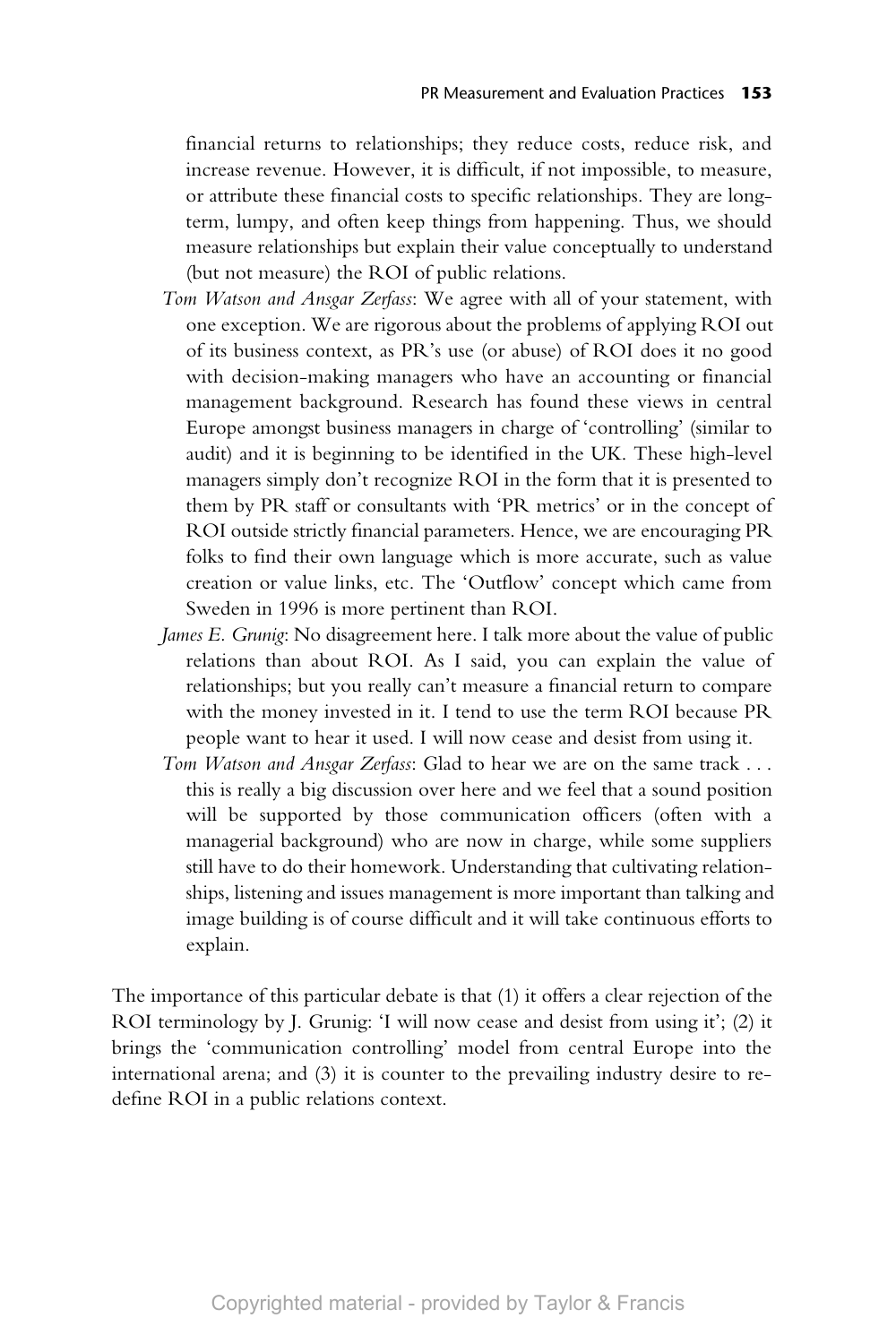financial returns to relationships; they reduce costs, reduce risk, and increase revenue. However, it is difficult, if not impossible, to measure, or attribute these financial costs to specific relationships. They are long-term, lumpy, and often keep things from happening. Thus, we should measure relationships but explain their value conceptually to understand (but not measure) the ROI of public relations.

*Tom Watson and Ansgar Zerfass*: We agree with all of your statement, with one exception. We are rigorous about the problems of applying ROI out of its business context, as PR's use (or abuse) of ROI does it no good with decision-making managers who have an accounting or financial management background. Research has found these views in central Europe amongst business managers in charge of 'controlling' (similar to audit) and it is beginning to be identified in the UK. These high-level managers simply don't recognize ROI in the form that it is presented to them by PR staff or consultants with 'PR metrics' or in the concept of ROI outside strictly financial parameters. Hence, we are encouraging PR folks to find their own language which is more accurate, such as value creation or value links, etc. The 'Outflow' concept which came from Sweden in 1996 is more pertinent than ROI.

*James E. Grunig*: No disagreement here. I talk more about the value of public relations than about ROI. As I said, you can explain the value of relationships; but you really can't measure a financial return to compare with the money invested in it. I tend to use the term ROI because PR people want to hear it used. I will now cease and desist from using it.

*Tom Watson and Ansgar Zerfass*: Glad to hear we are on the same track . . . this is really a big discussion over here and we feel that a sound position will be supported by those communication officers (often with a managerial background) who are now in charge, while some suppliers still have to do their homework. Understanding that cultivating relationships, listening and issues management is more important than talking and image building is of course difficult and it will take continuous efforts to explain.

The importance of this particular debate is that (1) it offers a clear rejection of the ROI terminology by J. Grunig: 'I will now cease and desist from using it'; (2) it brings the 'communication controlling' model from central Europe into the international arena; and (3) it is counter to the prevailing industry desire to re-define ROI in a public relations context.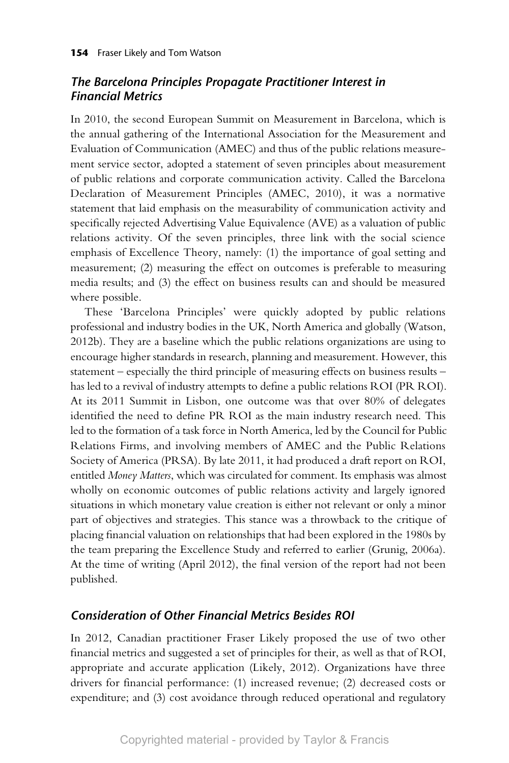### *The Barcelona Principles Propagate Practitioner Interest in Financial Metrics*

In 2010, the second European Summit on Measurement in Barcelona, which is the annual gathering of the International Association for the Measurement and Evaluation of Communication (AMEC) and thus of the public relations measurement service sector, adopted a statement of seven principles about measurement of public relations and corporate communication activity. Called the Barcelona Declaration of Measurement Principles (AMEC, 2010), it was a normative statement that laid emphasis on the measurability of communication activity and specifically rejected Advertising Value Equivalence (AVE) as a valuation of public relations activity. Of the seven principles, three link with the social science emphasis of Excellence Theory, namely: (1) the importance of goal setting and measurement; (2) measuring the effect on outcomes is preferable to measuring media results; and (3) the effect on business results can and should be measured where possible.

These 'Barcelona Principles' were quickly adopted by public relations professional and industry bodies in the UK, North America and globally (Watson, 2012b). They are a baseline which the public relations organizations are using to encourage higher standards in research, planning and measurement. However, this statement – especially the third principle of measuring effects on business results – has led to a revival of industry attempts to define a public relations ROI (PR ROI). At its 2011 Summit in Lisbon, one outcome was that over 80% of delegates identified the need to define PR ROI as the main industry research need. This led to the formation of a task force in North America, led by the Council for Public Relations Firms, and involving members of AMEC and the Public Relations Society of America (PRSA). By late 2011, it had produced a draft report on ROI, entitled *Money Matters*, which was circulated for comment. Its emphasis was almost wholly on economic outcomes of public relations activity and largely ignored situations in which monetary value creation is either not relevant or only a minor part of objectives and strategies. This stance was a throwback to the critique of placing financial valuation on relationships that had been explored in the 1980s by the team preparing the Excellence Study and referred to earlier (Grunig, 2006a). At the time of writing (April 2012), the final version of the report had not been published.

### *Consideration of Other Financial Metrics Besides ROI*

In 2012, Canadian practitioner Fraser Likely proposed the use of two other financial metrics and suggested a set of principles for their, as well as that of ROI, appropriate and accurate application (Likely, 2012). Organizations have three drivers for financial performance: (1) increased revenue; (2) decreased costs or expenditure; and (3) cost avoidance through reduced operational and regulatory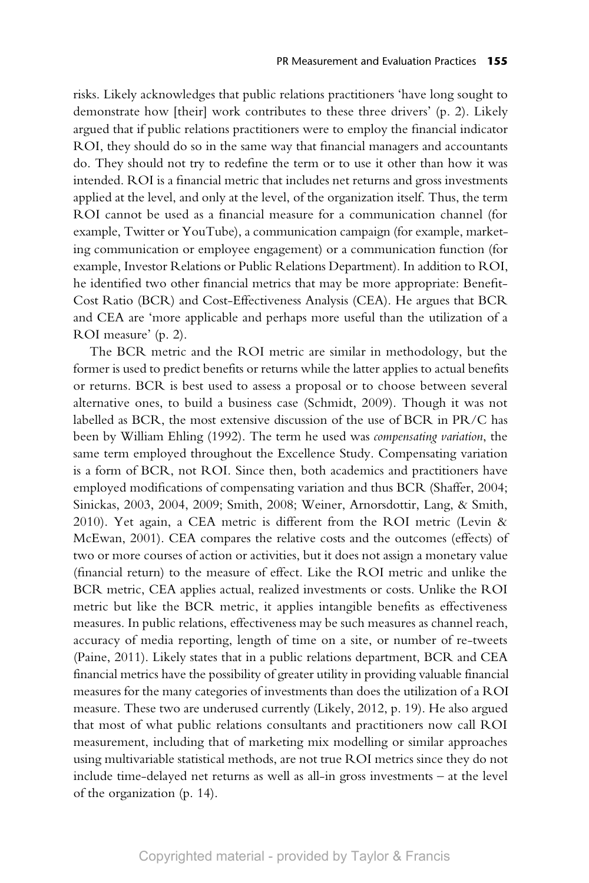risks. Likely acknowledges that public relations practitioners 'have long sought to demonstrate how [their] work contributes to these three drivers' (p. 2). Likely argued that if public relations practitioners were to employ the financial indicator ROI, they should do so in the same way that financial managers and accountants do. They should not try to redefine the term or to use it other than how it was intended. ROI is a financial metric that includes net returns and gross investments applied at the level, and only at the level, of the organization itself. Thus, the term ROI cannot be used as a financial measure for a communication channel (for example, Twitter or YouTube), a communication campaign (for example, marketing communication or employee engagement) or a communication function (for example, Investor Relations or Public Relations Department). In addition to ROI, he identified two other financial metrics that may be more appropriate: Benefit-Cost Ratio (BCR) and Cost-Effectiveness Analysis (CEA). He argues that BCR and CEA are 'more applicable and perhaps more useful than the utilization of a ROI measure' (p. 2).

The BCR metric and the ROI metric are similar in methodology, but the former is used to predict benefits or returns while the latter applies to actual benefits or returns. BCR is best used to assess a proposal or to choose between several alternative ones, to build a business case (Schmidt, 2009). Though it was not labelled as BCR, the most extensive discussion of the use of BCR in PR/C has been by William Ehling (1992). The term he used was *compensating variation*, the same term employed throughout the Excellence Study. Compensating variation is a form of BCR, not ROI. Since then, both academics and practitioners have employed modifications of compensating variation and thus BCR (Shaffer, 2004; Sinickas, 2003, 2004, 2009; Smith, 2008; Weiner, Arnorsdottir, Lang, & Smith, 2010). Yet again, a CEA metric is different from the ROI metric (Levin & McEwan, 2001). CEA compares the relative costs and the outcomes (effects) of two or more courses of action or activities, but it does not assign a monetary value (financial return) to the measure of effect. Like the ROI metric and unlike the BCR metric, CEA applies actual, realized investments or costs. Unlike the ROI metric but like the BCR metric, it applies intangible benefits as effectiveness measures. In public relations, effectiveness may be such measures as channel reach, accuracy of media reporting, length of time on a site, or number of re-tweets (Paine, 2011). Likely states that in a public relations department, BCR and CEA financial metrics have the possibility of greater utility in providing valuable financial measures for the many categories of investments than does the utilization of a ROI measure. These two are underused currently (Likely, 2012, p. 19). He also argued that most of what public relations consultants and practitioners now call ROI measurement, including that of marketing mix modelling or similar approaches using multivariable statistical methods, are not true ROI metrics since they do not include time-delayed net returns as well as all-in gross investments – at the level of the organization (p. 14).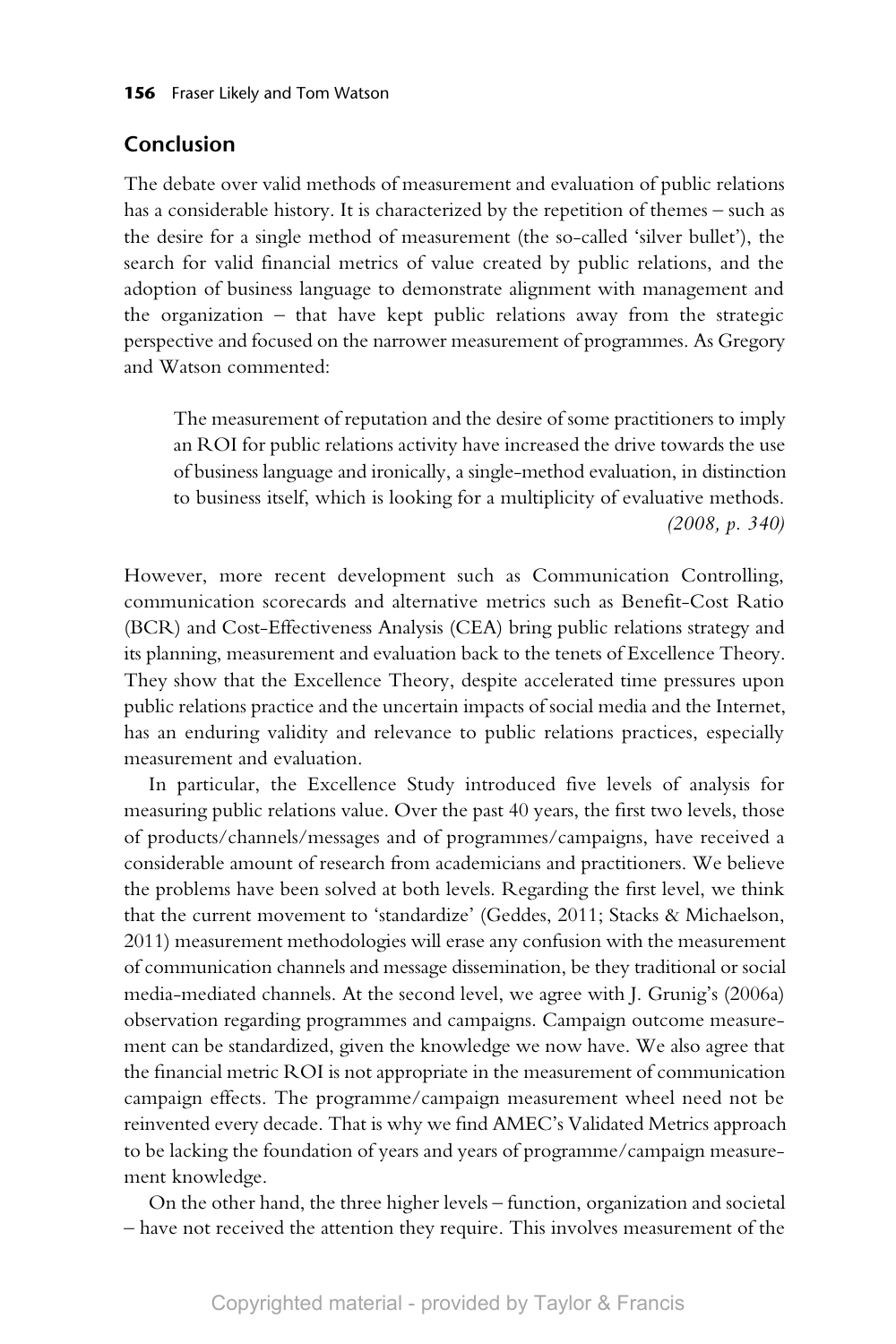## Conclusion

The debate over valid methods of measurement and evaluation of public relations has a considerable history. It is characterized by the repetition of themes – such as the desire for a single method of measurement (the so-called 'silver bullet'), the search for valid financial metrics of value created by public relations, and the adoption of business language to demonstrate alignment with management and the organization – that have kept public relations away from the strategic perspective and focused on the narrower measurement of programmes. As Gregory and Watson commented:

> The measurement of reputation and the desire of some practitioners to imply an ROI for public relations activity have increased the drive towards the use of business language and ironically, a single-method evaluation, in distinction to business itself, which is looking for a multiplicity of evaluative methods.
> *(2008, p. 340)*

However, more recent development such as Communication Controlling, communication scorecards and alternative metrics such as Benefit-Cost Ratio (BCR) and Cost-Effectiveness Analysis (CEA) bring public relations strategy and its planning, measurement and evaluation back to the tenets of Excellence Theory. They show that the Excellence Theory, despite accelerated time pressures upon public relations practice and the uncertain impacts of social media and the Internet, has an enduring validity and relevance to public relations practices, especially measurement and evaluation.

In particular, the Excellence Study introduced five levels of analysis for measuring public relations value. Over the past 40 years, the first two levels, those of products/channels/messages and of programmes/campaigns, have received a considerable amount of research from academicians and practitioners. We believe the problems have been solved at both levels. Regarding the first level, we think that the current movement to 'standardize' (Geddes, 2011; Stacks & Michaelson, 2011) measurement methodologies will erase any confusion with the measurement of communication channels and message dissemination, be they traditional or social media-mediated channels. At the second level, we agree with J. Grunig's (2006a) observation regarding programmes and campaigns. Campaign outcome measurement can be standardized, given the knowledge we now have. We also agree that the financial metric ROI is not appropriate in the measurement of communication campaign effects. The programme/campaign measurement wheel need not be reinvented every decade. That is why we find AMEC's Validated Metrics approach to be lacking the foundation of years and years of programme/campaign measurement knowledge.

On the other hand, the three higher levels – function, organization and societal – have not received the attention they require. This involves measurement of the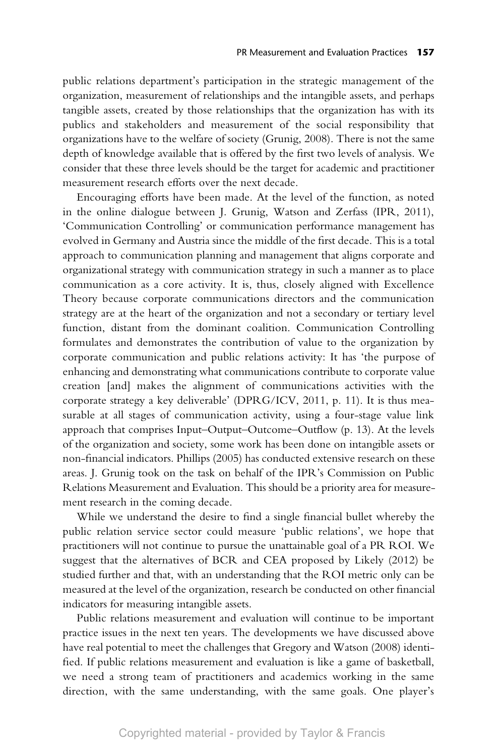public relations department's participation in the strategic management of the organization, measurement of relationships and the intangible assets, and perhaps tangible assets, created by those relationships that the organization has with its publics and stakeholders and measurement of the social responsibility that organizations have to the welfare of society (Grunig, 2008). There is not the same depth of knowledge available that is offered by the first two levels of analysis. We consider that these three levels should be the target for academic and practitioner measurement research efforts over the next decade.

Encouraging efforts have been made. At the level of the function, as noted in the online dialogue between J. Grunig, Watson and Zerfass (IPR, 2011), 'Communication Controlling' or communication performance management has evolved in Germany and Austria since the middle of the first decade. This is a total approach to communication planning and management that aligns corporate and organizational strategy with communication strategy in such a manner as to place communication as a core activity. It is, thus, closely aligned with Excellence Theory because corporate communications directors and the communication strategy are at the heart of the organization and not a secondary or tertiary level function, distant from the dominant coalition. Communication Controlling formulates and demonstrates the contribution of value to the organization by corporate communication and public relations activity: It has 'the purpose of enhancing and demonstrating what communications contribute to corporate value creation [and] makes the alignment of communications activities with the corporate strategy a key deliverable' (DPRG/ICV, 2011, p. 11). It is thus measurable at all stages of communication activity, using a four-stage value link approach that comprises Input–Output–Outcome–Outflow (p. 13). At the levels of the organization and society, some work has been done on intangible assets or non-financial indicators. Phillips (2005) has conducted extensive research on these areas. J. Grunig took on the task on behalf of the IPR's Commission on Public Relations Measurement and Evaluation. This should be a priority area for measurement research in the coming decade.

While we understand the desire to find a single financial bullet whereby the public relation service sector could measure 'public relations', we hope that practitioners will not continue to pursue the unattainable goal of a PR ROI. We suggest that the alternatives of BCR and CEA proposed by Likely (2012) be studied further and that, with an understanding that the ROI metric only can be measured at the level of the organization, research be conducted on other financial indicators for measuring intangible assets.

Public relations measurement and evaluation will continue to be important practice issues in the next ten years. The developments we have discussed above have real potential to meet the challenges that Gregory and Watson (2008) identified. If public relations measurement and evaluation is like a game of basketball, we need a strong team of practitioners and academics working in the same direction, with the same understanding, with the same goals. One player's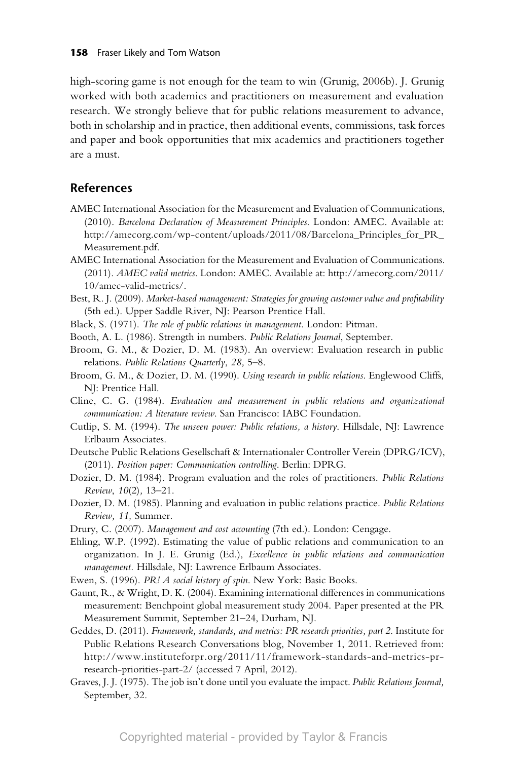high-scoring game is not enough for the team to win (Grunig, 2006b). J. Grunig worked with both academics and practitioners on measurement and evaluation research. We strongly believe that for public relations measurement to advance, both in scholarship and in practice, then additional events, commissions, task forces and paper and book opportunities that mix academics and practitioners together are a must.

## References

AMEC International Association for the Measurement and Evaluation of Communications, (2010). *Barcelona Declaration of Measurement Principles*. London: AMEC. Available at: http://amecorg.com/wp-content/uploads/2011/08/Barcelona_Principles_for_PR_Measurement.pdf.

AMEC International Association for the Measurement and Evaluation of Communications. (2011). *AMEC valid metrics*. London: AMEC. Available at: http://amecorg.com/2011/10/amec-valid-metrics/.

Best, R. J. (2009). *Market-based management: Strategies for growing customer value and profitability* (5th ed.). Upper Saddle River, NJ: Pearson Prentice Hall.

Black, S. (1971). *The role of public relations in management*. London: Pitman.

Booth, A. L. (1986). Strength in numbers. *Public Relations Journal*, September.

Broom, G. M., & Dozier, D. M. (1983). An overview: Evaluation research in public relations. *Public Relations Quarterly*, *28,* 5–8.

Broom, G. M., & Dozier, D. M. (1990). *Using research in public relations*. Englewood Cliffs, NJ: Prentice Hall.

Cline, C. G. (1984). *Evaluation and measurement in public relations and organizational communication: A literature review*. San Francisco: IABC Foundation.

Cutlip, S. M. (1994). *The unseen power: Public relations, a history*. Hillsdale, NJ: Lawrence Erlbaum Associates.

Deutsche Public Relations Gesellschaft & Internationaler Controller Verein (DPRG/ICV), (2011). *Position paper: Communication controlling*. Berlin: DPRG.

Dozier, D. M. (1984). Program evaluation and the roles of practitioners. *Public Relations Review*, *10*(2), 13–21.

Dozier, D. M. (1985). Planning and evaluation in public relations practice. *Public Relations Review, 11,* Summer.

Drury, C. (2007). *Management and cost accounting* (7th ed.). London: Cengage.

Ehling, W.P. (1992). Estimating the value of public relations and communication to an organization. In J. E. Grunig (Ed.), *Excellence in public relations and communication management*. Hillsdale, NJ: Lawrence Erlbaum Associates.

Ewen, S. (1996). *PR! A social history of spin*. New York: Basic Books.

Gaunt, R., & Wright, D. K. (2004). Examining international differences in communications measurement: Benchpoint global measurement study 2004. Paper presented at the PR Measurement Summit, September 21–24, Durham, NJ.

Geddes, D. (2011). *Framework, standards, and metrics: PR research priorities, part 2*. Institute for Public Relations Research Conversations blog, November 1, 2011. Retrieved from: http://www.instituteforpr.org/2011/11/framework-standards-and-metrics-pr-research-priorities-part-2/ (accessed 7 April, 2012).

Graves, J. J. (1975). The job isn't done until you evaluate the impact. *Public Relations Journal,* September, 32.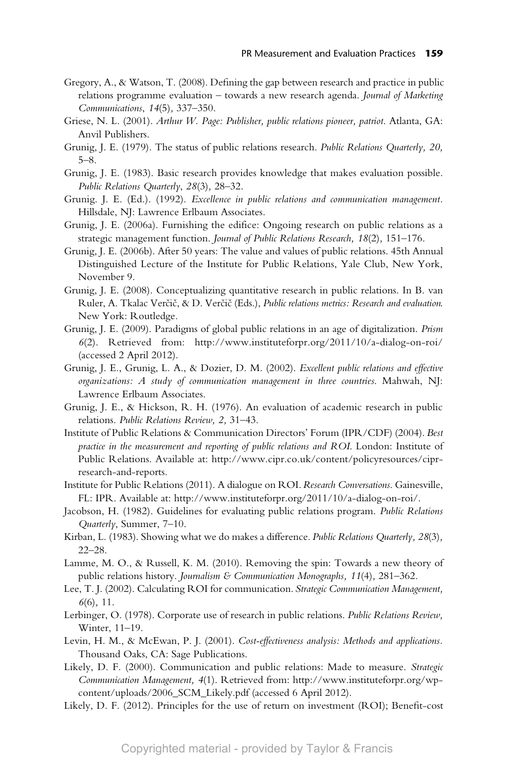Gregory, A., & Watson, T. (2008). Defining the gap between research and practice in public relations programme evaluation – towards a new research agenda. *Journal of Marketing Communications*, *14*(5), 337–350.

Griese, N. L. (2001). *Arthur W. Page: Publisher, public relations pioneer, patriot*. Atlanta, GA: Anvil Publishers.

Grunig, J. E. (1979). The status of public relations research. *Public Relations Quarterly, 20,* 5–8.

Grunig, J. E. (1983). Basic research provides knowledge that makes evaluation possible. *Public Relations Quarterly*, *28*(3), 28–32.

Grunig. J. E. (Ed.). (1992). *Excellence in public relations and communication management*. Hillsdale, NJ: Lawrence Erlbaum Associates.

Grunig, J. E. (2006a). Furnishing the edifice: Ongoing research on public relations as a strategic management function. *Journal of Public Relations Research, 18*(2), 151–176.

Grunig, J. E. (2006b). After 50 years: The value and values of public relations. 45th Annual Distinguished Lecture of the Institute for Public Relations, Yale Club, New York, November 9.

Grunig, J. E. (2008). Conceptualizing quantitative research in public relations. In B. van Ruler, A. Tkalac Verčič, & D. Verčič (Eds.), *Public relations metrics: Research and evaluation*. New York: Routledge.

Grunig, J. E. (2009). Paradigms of global public relations in an age of digitalization. *Prism 6*(2). Retrieved from: http://www.instituteforpr.org/2011/10/a-dialog-on-roi/ (accessed 2 April 2012).

Grunig, J. E., Grunig, L. A., & Dozier, D. M. (2002). *Excellent public relations and effective organizations: A study of communication management in three countries*. Mahwah, NJ: Lawrence Erlbaum Associates.

Grunig, J. E., & Hickson, R. H. (1976). An evaluation of academic research in public relations. *Public Relations Review, 2,* 31–43.

Institute of Public Relations & Communication Directors' Forum (IPR/CDF) (2004). *Best practice in the measurement and reporting of public relations and ROI*. London: Institute of Public Relations. Available at: http://www.cipr.co.uk/content/policyresources/cipr-research-and-reports.

Institute for Public Relations (2011). A dialogue on ROI. *Research Conversations*. Gainesville, FL: IPR. Available at: http://www.instituteforpr.org/2011/10/a-dialog-on-roi/.

Jacobson, H. (1982). Guidelines for evaluating public relations program. *Public Relations Quarterly*, Summer, 7–10.

Kirban, L. (1983). Showing what we do makes a difference. *Public Relations Quarterly, 28*(3), 22–28.

Lamme, M. O., & Russell, K. M. (2010). Removing the spin: Towards a new theory of public relations history. *Journalism & Communication Monographs, 11*(4), 281–362.

Lee, T. J. (2002). Calculating ROI for communication. *Strategic Communication Management, 6*(6), 11.

Lerbinger, O. (1978). Corporate use of research in public relations. *Public Relations Review,* Winter, 11–19.

Levin, H. M., & McEwan, P. J. (2001). *Cost-effectiveness analysis: Methods and applications*. Thousand Oaks, CA: Sage Publications.

Likely, D. F. (2000). Communication and public relations: Made to measure. *Strategic Communication Management, 4*(1). Retrieved from: http://www.instituteforpr.org/wp-content/uploads/2006_SCM_Likely.pdf (accessed 6 April 2012).

Likely, D. F. (2012). Principles for the use of return on investment (ROI); Benefit-cost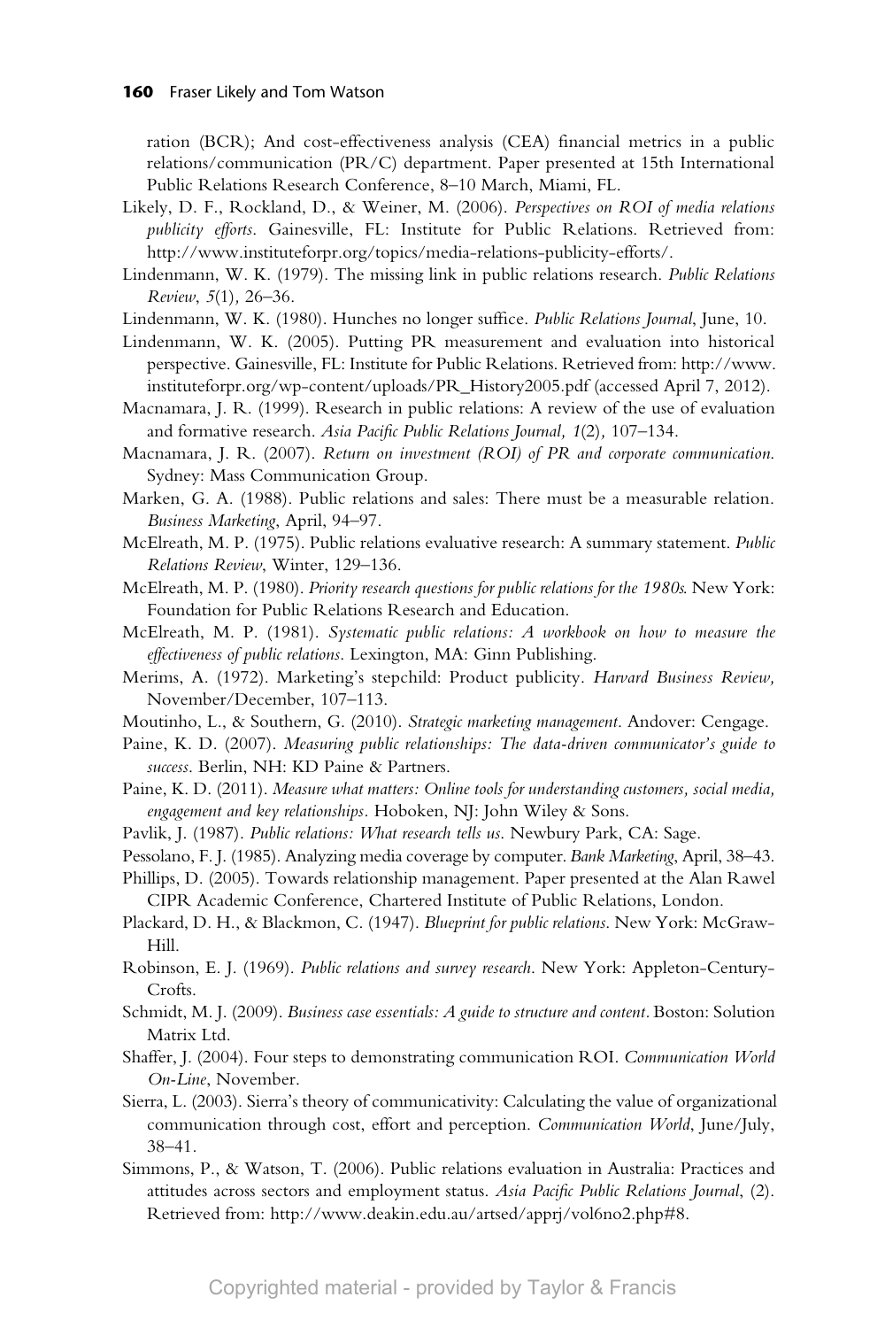ration (BCR); And cost-effectiveness analysis (CEA) financial metrics in a public relations/communication (PR/C) department. Paper presented at 15th International Public Relations Research Conference, 8–10 March, Miami, FL.

Likely, D. F., Rockland, D., & Weiner, M. (2006). *Perspectives on ROI of media relations publicity efforts*. Gainesville, FL: Institute for Public Relations. Retrieved from: http://www.instituteforpr.org/topics/media-relations-publicity-efforts/.

Lindenmann, W. K. (1979). The missing link in public relations research. *Public Relations Review*, *5*(1), 26–36.

Lindenmann, W. K. (1980). Hunches no longer suffice. *Public Relations Journal*, June, 10.

Lindenmann, W. K. (2005). Putting PR measurement and evaluation into historical perspective. Gainesville, FL: Institute for Public Relations. Retrieved from: http://www.instituteforpr.org/wp-content/uploads/PR_History2005.pdf (accessed April 7, 2012).

Macnamara, J. R. (1999). Research in public relations: A review of the use of evaluation and formative research. *Asia Pacific Public Relations Journal, 1*(2), 107–134.

Macnamara, J. R. (2007). *Return on investment (ROI) of PR and corporate communication*. Sydney: Mass Communication Group.

Marken, G. A. (1988). Public relations and sales: There must be a measurable relation. *Business Marketing*, April, 94–97.

McElreath, M. P. (1975). Public relations evaluative research: A summary statement. *Public Relations Review*, Winter, 129–136.

McElreath, M. P. (1980). *Priority research questions for public relations for the 1980s*. New York: Foundation for Public Relations Research and Education.

McElreath, M. P. (1981). *Systematic public relations: A workbook on how to measure the effectiveness of public relations*. Lexington, MA: Ginn Publishing.

Merims, A. (1972). Marketing's stepchild: Product publicity. *Harvard Business Review,* November/December, 107–113.

Moutinho, L., & Southern, G. (2010). *Strategic marketing management*. Andover: Cengage.

Paine, K. D. (2007). *Measuring public relationships: The data-driven communicator's guide to success*. Berlin, NH: KD Paine & Partners.

Paine, K. D. (2011). *Measure what matters: Online tools for understanding customers, social media, engagement and key relationships*. Hoboken, NJ: John Wiley & Sons.

Pavlik, J. (1987). *Public relations: What research tells us*. Newbury Park, CA: Sage.

Pessolano, F. J. (1985). Analyzing media coverage by computer. *Bank Marketing*, April, 38–43.

Phillips, D. (2005). Towards relationship management. Paper presented at the Alan Rawel CIPR Academic Conference, Chartered Institute of Public Relations, London.

Plackard, D. H., & Blackmon, C. (1947). *Blueprint for public relations*. New York: McGraw-Hill.

Robinson, E. J. (1969). *Public relations and survey research*. New York: Appleton-Century-Crofts.

Schmidt, M. J. (2009). *Business case essentials: A guide to structure and content*. Boston: Solution Matrix Ltd.

Shaffer, J. (2004). Four steps to demonstrating communication ROI. *Communication World On-Line*, November.

Sierra, L. (2003). Sierra's theory of communicativity: Calculating the value of organizational communication through cost, effort and perception. *Communication World*, June/July, 38–41.

Simmons, P., & Watson, T. (2006). Public relations evaluation in Australia: Practices and attitudes across sectors and employment status. *Asia Pacific Public Relations Journal*, (2). Retrieved from: http://www.deakin.edu.au/artsed/apprj/vol6no2.php#8.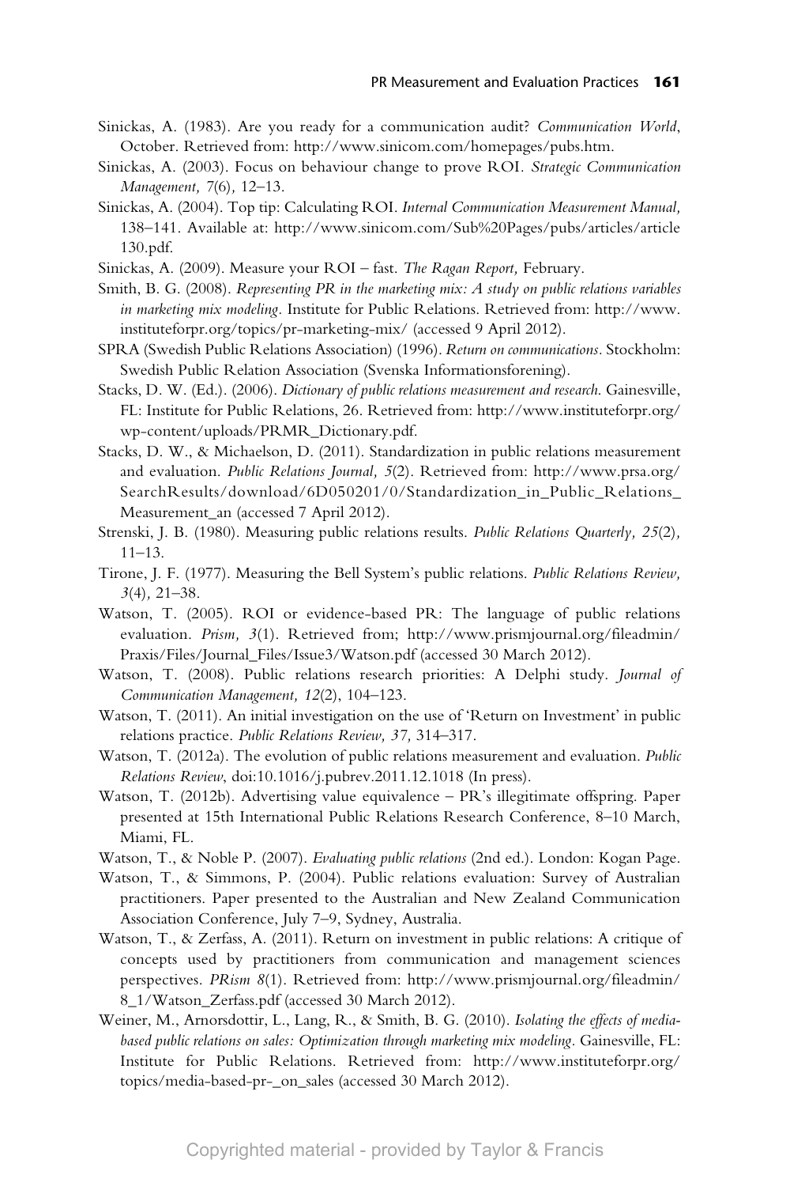Sinickas, A. (1983). Are you ready for a communication audit? *Communication World*, October. Retrieved from: http://www.sinicom.com/homepages/pubs.htm.

Sinickas, A. (2003). Focus on behaviour change to prove ROI. *Strategic Communication Management, 7*(6), 12–13.

Sinickas, A. (2004). Top tip: Calculating ROI. *Internal Communication Measurement Manual,* 138–141. Available at: http://www.sinicom.com/Sub%20Pages/pubs/articles/article130.pdf.

Sinickas, A. (2009). Measure your ROI – fast. *The Ragan Report,* February.

Smith, B. G. (2008). *Representing PR in the marketing mix: A study on public relations variables in marketing mix modeling*. Institute for Public Relations. Retrieved from: http://www.instituteforpr.org/topics/pr-marketing-mix/ (accessed 9 April 2012).

SPRA (Swedish Public Relations Association) (1996). *Return on communications*. Stockholm: Swedish Public Relation Association (Svenska Informationsforening).

Stacks, D. W. (Ed.). (2006). *Dictionary of public relations measurement and research*. Gainesville, FL: Institute for Public Relations, 26. Retrieved from: http://www.instituteforpr.org/wp-content/uploads/PRMR_Dictionary.pdf.

Stacks, D. W., & Michaelson, D. (2011). Standardization in public relations measurement and evaluation. *Public Relations Journal, 5*(2). Retrieved from: http://www.prsa.org/SearchResults/download/6D050201/0/Standardization_in_Public_Relations_Measurement_an (accessed 7 April 2012).

Strenski, J. B. (1980). Measuring public relations results. *Public Relations Quarterly, 25*(2), 11–13.

Tirone, J. F. (1977). Measuring the Bell System's public relations. *Public Relations Review, 3*(4), 21–38.

Watson, T. (2005). ROI or evidence-based PR: The language of public relations evaluation. *Prism, 3*(1). Retrieved from; http://www.prismjournal.org/fileadmin/Praxis/Files/Journal_Files/Issue3/Watson.pdf (accessed 30 March 2012).

Watson, T. (2008). Public relations research priorities: A Delphi study. *Journal of Communication Management, 12*(2), 104–123.

Watson, T. (2011). An initial investigation on the use of 'Return on Investment' in public relations practice. *Public Relations Review, 37,* 314–317.

Watson, T. (2012a). The evolution of public relations measurement and evaluation. *Public Relations Review*, doi:10.1016/j.pubrev.2011.12.1018 (In press).

Watson, T. (2012b). Advertising value equivalence – PR's illegitimate offspring. Paper presented at 15th International Public Relations Research Conference, 8–10 March, Miami, FL.

Watson, T., & Noble P. (2007). *Evaluating public relations* (2nd ed.). London: Kogan Page.

Watson, T., & Simmons, P. (2004). Public relations evaluation: Survey of Australian practitioners. Paper presented to the Australian and New Zealand Communication Association Conference, July 7–9, Sydney, Australia.

Watson, T., & Zerfass, A. (2011). Return on investment in public relations: A critique of concepts used by practitioners from communication and management sciences perspectives. *PRism 8*(1). Retrieved from: http://www.prismjournal.org/fileadmin/8_1/Watson_Zerfass.pdf (accessed 30 March 2012).

Weiner, M., Arnorsdottir, L., Lang, R., & Smith, B. G. (2010). *Isolating the effects of media-based public relations on sales: Optimization through marketing mix modeling*. Gainesville, FL: Institute for Public Relations. Retrieved from: http://www.instituteforpr.org/topics/media-based-pr-_on_sales (accessed 30 March 2012).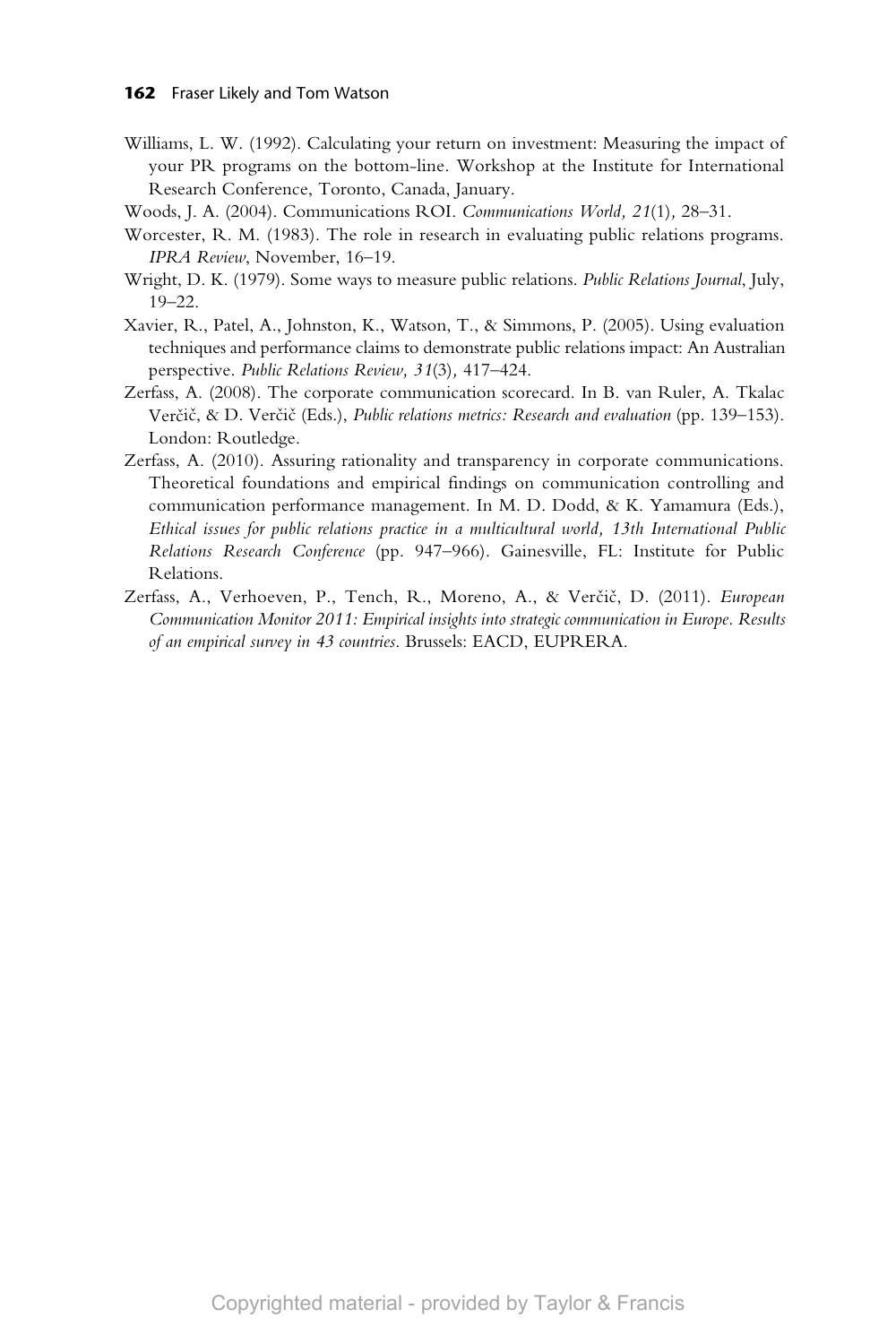Williams, L. W. (1992). Calculating your return on investment: Measuring the impact of your PR programs on the bottom-line. Workshop at the Institute for International Research Conference, Toronto, Canada, January.

Woods, J. A. (2004). Communications ROI. *Communications World, 21*(1), 28–31.

Worcester, R. M. (1983). The role in research in evaluating public relations programs. *IPRA Review*, November, 16–19.

Wright, D. K. (1979). Some ways to measure public relations. *Public Relations Journal*, July, 19–22.

Xavier, R., Patel, A., Johnston, K., Watson, T., & Simmons, P. (2005). Using evaluation techniques and performance claims to demonstrate public relations impact: An Australian perspective. *Public Relations Review, 31*(3), 417–424.

Zerfass, A. (2008). The corporate communication scorecard. In B. van Ruler, A. Tkalac Verčič, & D. Verčič (Eds.), *Public relations metrics: Research and evaluation* (pp. 139–153). London: Routledge.

Zerfass, A. (2010). Assuring rationality and transparency in corporate communications. Theoretical foundations and empirical findings on communication controlling and communication performance management. In M. D. Dodd, & K. Yamamura (Eds.), *Ethical issues for public relations practice in a multicultural world, 13th International Public Relations Research Conference* (pp. 947–966). Gainesville, FL: Institute for Public Relations.

Zerfass, A., Verhoeven, P., Tench, R., Moreno, A., & Verčič, D. (2011). *European Communication Monitor 2011: Empirical insights into strategic communication in Europe. Results of an empirical survey in 43 countries*. Brussels: EACD, EUPRERA.